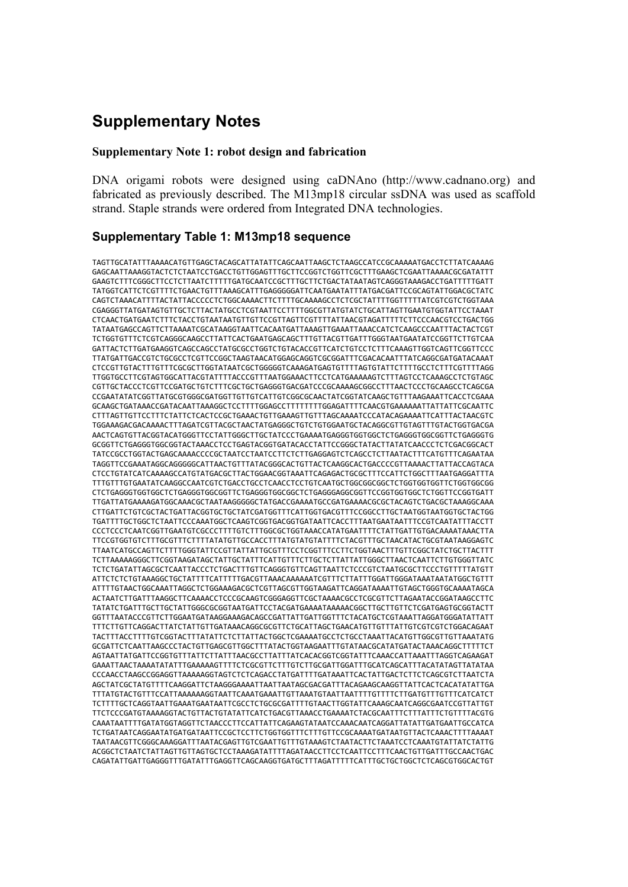# Supplementary Notes

### Supplementary Note 1: robot design and fabrication

DNA origami robots were designed using caDNAno (http://www.cadnano.org) and fabricated as previously described. The M13mp18 circular ssDNA was used as scaffold strand. Staple strands were ordered from Integrated DNA technologies.

## Supplementary Table 1: M13mp18 sequence

```
TAGTTGCATATTTAAAACATGTTGAGCTACAGCATTATATTCAGCAATTAAGCTCTAAGCCATCCGCAAAAATGACCTCTTATCAAAAG
GAGCAATTAAAGGTACTCTCTAATCCTGACCTGTTGGAGTTTGCTTCCGGTCTGGTTCGCTTTGAAGCTCGAATTAAAACGCGATATTT
GAAGTCTTTCGGGCTTCCTCTTAATCTTTTTGATGCAATCCGCTTTGCTTCTGACTATAATAGTCAGGGTAAAGACCTGATTTTTGATT
TATGGTCATTCTCGTTTTCTGAACTGTTTAAAGCATTTGAGGGGGATTCAATGAATATTTATGACGATTCCGCAGTATTGGACGCTATC
CAGTCTAAACATTTTACTATTACCCCCTCTGGCAAAACTTCTTTTGCAAAAGCCTCTCGCTATTTTGGTTTTTATCGTCGTCTGGTAAA
CGAGGGTTATGATAGTGTTGCTCTTACTATGCCTCGTAATTCCTTTTGGCGTTATGTATCTGCATTAGTTGAATGTGGTATTCCTAAAT
CTCAACTGATGAATCTTTCTACCTGTAATAATGTTGTTCCGTTAGTTCGTTTTATTAACGTAGATTTTTCTTCCCAACGTCCTGACTGG
TATAATGAGCCAGTTCTTAAAATCGCATAAGGTAATTCACAATGATTAAAGTTGAAATTAAACCATCTCAAGCCCAATTTACTACTCGT
TCTGGTGTTTCTCGTCAGGGCAAGCCTTATTCACTGAATGAGCAGCTTTGTTACGTTGATTTGGGTAATGAATATCCGGTTCTTGTCAA
GATTACTCTTGATGAAGGTCAGCCAGCCTATGCGCCTGGTCTGTACACCGTTCATCTGTCCTCTTTCAAAGTTGGTCAGTTCGGTTCCC
TTATGATTGACCGTCTGCGCCTCGTTCCGGCTAAGTAACATGGAGCAGGTCGCGGATTTCGACACAATTTATCAGGCGATGATACAAAT
CTCCGTTGTACTTTGTTTCGCGCTTGGTATAATCGCTGGGGGTCAAAGATGAGTGTTTTAGTGTATTCTTTTGCCTCTTTCGTTTTAGG
TTGGTGCCTTCGTAGTGGCATTACGTATTTTACCCGTTTAATGGAAACTTCCTCATGAAAAAGTCTTTAGTCCTCAAAGCCTCTGTAGC
CGTTGCTACCCTCGTTCCGATGCTGTCTTTCGCTGCTGAGGGTGACGATCCCGCAAAAGCGGCCTTTAACTCCCTGCAAGCCTCAGCGA
CCGAATATATCGGTTATGCGTGGGCGATGGTTGTTGTCATTGTCGGCGCAACTATCGGTATCAAGCTGTTTAAGAAATTCACCTCGAAA
GCAAGCTGATAAACCGATACAATTAAAGGCTCCTTTTGGAGCCTTTTTTTTGGAGATTTTCAACGTGAAAAAATTATTATTCGCAATTC
CTTTAGTTGTTCCTTTCTATTCTCACTCCGCTGAAACTGTTGAAAGTTGTTTAGCAAAATCCCATACAGAAAATTCATTTACTAACGTC
TGGAAAGACGACAAAACTTTAGATCGTTACGCTAACTATGAGGGCTGTCTGTGGAATGCTACAGGCGTTGTAGTTTGTACTGGTGACGA
AACTCAGTGTTACGGTACATGGGTTCCTATTGGGCTTGCTATCCCTGAAAATGAGGGTGGTGGCTCTGAGGGTGGCGGTTCTGAGGGTG
GCGGTTCTGAGGGTGGCGGTACTAAACCTCCTGAGTACGGTGATACACCTATTCCGGGCTATACTTATATCAACCCTCTCGACGGCACT
TATCCGCCTGGTACTGAGCAAAACCCCGCTAATCCTAATCCTTCTCTTGAGGAGTCTCAGCCTCTTAATACTTTCATGTTTCAGAATAA
TAGGTTCCGAAATAGGCAGGGGGCATTAACTGTTTATACGGGCACTGTTACTCAAGGCACTGACCCCGTTAAAACTTATTACCAGTACA
CTCCTGTATCATCAAAAGCCATGTATGACGCTTACTGGAACGGTAAATTCAGAGACTGCGCTTTCCATTCTGGCTTTAATGAGGATTTA
TTTGTTTGTGAATATCAAGGCCAATCGTCTGACCTGCCTCAACCTCCTGTCAATGCTGGCGGCGGCTCTGGTGGTGGTTCTGGTGGCGG
CTCTGAGGGTGGTGGCTCTGAGGGTGGCGGTTCTGAGGGTGGCGGCTCTGAGGGAGGCGGTTCCGGTGGTGGCTCTGGTTCCGGTGATT
TTGATTATGAAAAGATGGCAAACGCTAATAAGGGGGCTATGACCGAAAATGCCGATGAAAACGCGCTACAGTCTGACGCTAAAGGCAAA
CTTGATTCTGTCGCTACTGATTACGGTGCTGCTATCGATGGTTTCATTGGTGACGTTTCCGGCCTTGCTAATGGTAATGGTGCTACTGG
TGATTTTGCTGGCTCTAATTCCCAAATGGCTCAAGTCGGTGACGGTGATAATTCACCTTTAATGAATAATTTCCGTCAATATTTACCTT
CCCTCCCTCAATCGGTTGAATGTCGCCCTTTTGTCTTTGGCGCTGGTAAACCATATGAATTTTCTATTGATTGTGACAAAATAAACTTA
TTCCGTGGTGTCTTTGCGTTTCTTTTATATGTTGCCACCTTTATGTATGTATTTTCTACGTTTGCTAACATACTGCGTAATAAGGAGTC
TTAATCATGCCAGTTCTTTTGGGTATTCCGTTATTATTGCGTTTCCTCGGTTTCCTTCTGGTAACTTTGTTCGGCTATCTGCTTACTTT
TCTTAAAAAGGGCTTCGGTAAGATAGCTATTGCTATTTCATTGTTTCTTGCTCTTATTATTGGGCTTAACTCAATTCTTGTGGGTTATC
TCTCTGATATTAGCGCTCAATTACCCTCTGACTTTGTTCAGGGTGTTCAGTTAATTCTCCCGTCTAATGCGCTTCCCTGTTTTTATGTT
ATTCTCTCTGTAAAGGCTGCTATTTTCATTTTTGACGTTAAACAAAAAATCGTTTCTTATTTGGATTGGGATAAATAATATGGCTGTTT
ATTTTGTAACTGGCAAATTAGGCTCTGGAAAGACGCTCGTTAGCGTTGGTAAGATTCAGGATAAAATTGTAGCTGGGTGCAAAATAGCA
ACTAATCTTGATTTAAGGCTTCAAAACCTCCCGCAAGTCGGGAGGTTCGCTAAAACGCCTCGCGTTCTTAGAATACCGGATAAGCCTTC
TATATCTGATTTGCTTGCTATTGGGCGCGGTAATGATTCCTACGATGAAAATAAAAACGGCTTGCTTGTTCTCGATGAGTGCGGTACTT
GGTTTAATACCCGTTCTTGGAATGATAAGGAAAGACAGCCGATTATTGATTGGTTTCTACATGCTCGTAAATTAGGATGGGATATTATT
TTTCTTGTTCAGGACTTATCTATTGTTGATAAACAGGCGCGTTCTGCATTAGCTGAACATGTTGTTTATTGTCGTCGTCTGGACAGAAT
TACTTTACCTTTTGTCGGTACTTTATATTCTCTTATTACTGGCTCGAAAATGCCTCTGCCTAAATTACATGTTGGCGTTGTTAAATATG
GCGATTCTCAATTAAGCCCTACTGTTGAGCGTTGGCTTTATACTGGTAAGAATTTGTATAACGCATATGATACTAAACAGGCTTTTTCT
AGTAATTATGATTCCGGTGTTTATTCTTATTTAACGCCTTATTTATCACACGGTCGGTATTTCAAACCATTAAATTTAGGTCAGAAGAT
GAAATTAACTAAAATATATTTGAAAAAGTTTTCTCGCGTTCTTTGTCTTGCGATTGGATTTGCATCAGCATTTACATATAGTTATATAA
CCCAACCTAAGCCGGAGGTTAAAAAGGTAGTCTCTCAGACCTATGATTTTGATAAATTCACTATTGACTCTTCTCAGCGTCTTAATCTA
AGCTATCGCTATGTTTTCAAGGATTCTAAGGGAAAATTAATTAATAGCGACGATTTACAGAAGCAAGGTTATTCACTCACATATATTGA
TTTATGTACTGTTTCCATTAAAAAAGGTAATTCAAATGAAATTGTTAAATGTAATTAATTTTGTTTTCTTGATGTTTGTTTCATCATCT
TCTTTTGCTCAGGTAATTGAAATGAATAATTCGCCTCTGCGCGATTTTGTAACTTGGTATTCAAAGCAATCAGGCGAATCCGTTATTGT
TTCTCCCGATGTAAAAGGTACTGTTACTGTATATTCATCTGACGTTAAACCTGAAAATCTACGCAATTTCTTTATTTCTGTTTTACGTG
CAAATAATTTTGATATGGTAGGTTCTAACCCTTCCATTATTCAGAAGTATAATCCAAACAATCAGGATTATATTGATGAATTGCCATCA
TCTGATAATCAGGAATATGATGATAATTCCGCTCCTTCTGGTGGTTTCTTTGTTCCGCAAAATGATAATGTTACTCAAACTTTTAAAAT
TAATAACGTTCGGGCAAAGGATTTAATACGAGTTGTCGAATTGTTTGTAAAGTCTAATACTTCTAAATCCTCAAATGTATTATCTATTG
ACGGCTCTAATCTATTAGTTGTTAGTGCTCCTAAAGATATTTTAGATAACCTTCCTCAATTCCTTTCAACTGTTGATTTGCCAACTGAC
CAGATATTGATTGAGGGTTTGATATTTGAGGTTCAGCAAGGTGATGCTTTAGATTTTTCATTTGCTGCTGGCTCTCAGCGTGGCACTGT
```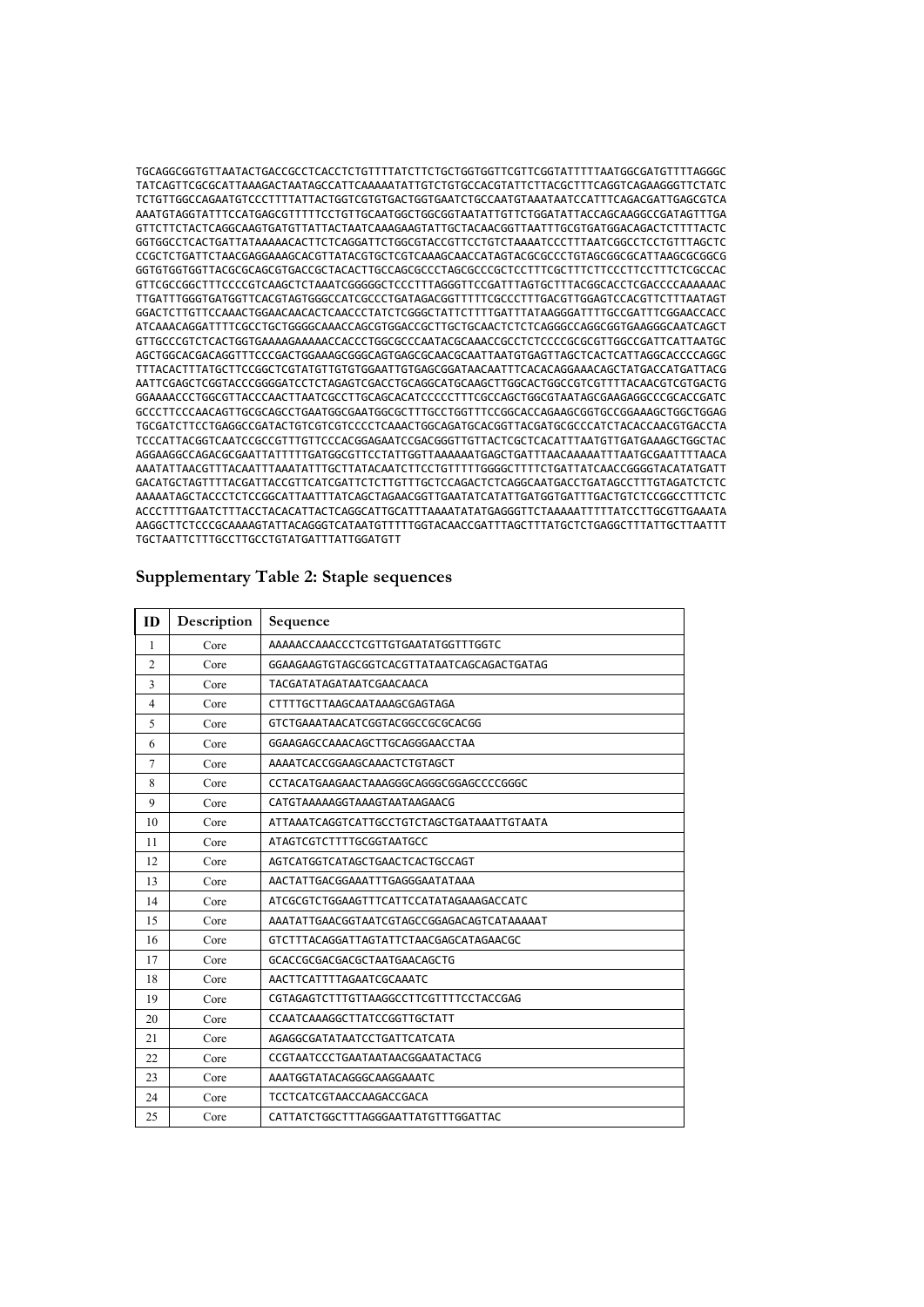```
TGCAGGCGGTGTTAATACTGACCGCCTCACCTCTGTTTTATCTTCTGCTGGTGGTTCGTTCGGTATTTTTAATGGCGATGTTTTAGGGC
TATCAGTTCGCGCATTAAAGACTAATAGCCATTCAAAAATATTGTCTGTGCCACGTATTCTTACGCTTTCAGGTCAGAAGGGTTCTATC
TCTGTTGGCCAGAATGTCCCTTTTATTACTGGTCGTGTGACTGGTGAATCTGCCAATGTAAATAATCCATTTCAGACGATTGAGCGTCA
AAATGTAGGTATTTCCATGAGCGTTTTTCCTGTTGCAATGGCTGGCGGTAATATTGTTCTGGATATTACCAGCAAGGCCGATAGTTTGA
GTTCTTCTACTCAGGCAAGTGATGTTATTACTAATCAAAGAAGTATTGCTACAACGGTTAATTTGCGTGATGGACAGACTCTTTTACTC
GGTGGCCTCACTGATTATAAAAACACTTCTCAGGATTCTGGCGTACCGTTCCTGTCTAAAATCCCTTTAATCGGCCTCCTGTTTAGCTC
CCGCTCTGATTCTAACGAGGAAAGCACGTTATACGTGCTCGTCAAAGCAACCATAGTACGCGCCCTGTAGCGGCGCATTAAGCGCGGCG
GGTGTGGTGGTTACGCGCAGCGTGACCGCTACACTTGCCAGCGCCCTAGCGCCCGCTCCTTTCGCTTTCTTCCCTTCCTTTCTCGCCAC
GTTCGCCGGCTTTCCCCGTCAAGCTCTAAATCGGGGGCTCCCTTTAGGGTTCCGATTTAGTGCTTTACGGCACCTCGACCCCAAAAAAC
TTGATTTGGGTGATGGTTCACGTAGTGGGCCATCGCCCTGATAGACGGTTTTTCGCCCTTTGACGTTGGAGTCCACGTTCTTTAATAGT
GGACTCTTGTTCCAAACTGGAACAACACTCAACCCTATCTCGGGCTATTCTTTTGATTTATAAGGGATTTTGCCGATTTCGGAACCACC
ATCAAACAGGATTTTCGCCTGCTGGGGCAAACCAGCGTGGACCGCTTGCTGCAACTCTCTCAGGGCCAGGCGGTGAAGGGCAATCAGCT
GTTGCCCGTCTCACTGGTGAAAAGAAAAACCACCCTGGCGCCCAATACGCAAACCGCCTCTCCCCGCGCGTTGGCCGATTCATTAATGC
AGCTGGCACGACAGGTTTCCCGACTGGAAAGCGGGCAGTGAGCGCAACGCAATTAATGTGAGTTAGCTCACTCATTAGGCACCCCAGGC
TTTACACTTTATGCTTCCGGCTCGTATGTTGTGTGGAATTGTGAGCGGATAACAATTTCACACAGGAAACAGCTATGACCATGATTACG
AATTCGAGCTCGGTACCCGGGGATCCTCTAGAGTCGACCTGCAGGCATGCAAGCTTGGCACTGGCCGTCGTTTTACAACGTCGTGACTG
GGAAAACCCTGGCGTTACCCAACTTAATCGCCTTGCAGCACATCCCCCTTTCGCCAGCTGGCGTAATAGCGAAGAGGCCCGCACCGATC
GCCCTTCCCAACAGTTGCGCAGCCTGAATGGCGAATGGCGCTTTGCCTGGTTTCCGGCACCAGAAGCGGTGCCGGAAAGCTGGCTGGAG
TGCGATCTTCCTGAGGCCGATACTGTCGTCGTCCCCTCAAACTGGCAGATGCACGGTTACGATGCGCCCATCTACACCAACGTGACCTA
TCCCATTACGGTCAATCCGCCGTTTGTTCCCACGGAGAATCCGACGGGTTGTTACTCGCTCACATTTAATGTTGATGAAAGCTGGCTAC
AGGAAGGCCAGACGCGAATTATTTTTGATGGCGTTCCTATTGGTTAAAAAATGAGCTGATTTAACAAAAATTTAATGCGAATTTTAACA
AAATATTAACGTTTACAATTTAAATATTTGCTTATACAATCTTCCTGTTTTTGGGGCTTTTCTGATTATCAACCGGGGTACATATGATT
GACATGCTAGTTTTACGATTACCGTTCATCGATTCTCTTGTTTGCTCCAGACTCTCAGGCAATGACCTGATAGCCTTTGTAGATCTCTC
AAAAATAGCTACCCTCTCCGGCATTAATTTATCAGCTAGAACGGTTGAATATCATATTGATGGTGATTTGACTGTCTCCGGCCTTTCTC
ACCCTTTTGAATCTTTACCTACACATTACTCAGGCATTGCATTTAAAATATATGAGGGTTCTAAAAATTTTTATCCTTGCGTTGAAATA
AAGGCTTCTCCCGCAAAAGTATTACAGGGTCATAATGTTTTTGGTACAACCGATTTAGCTTTATGCTCTGAGGCTTTATTGCTTAATTT
TGCTAATTCTTTGCCTTGCCTGTATGATTTATTGGATGTT
```

## Supplementary Table 2: Staple sequences

| ID | Description | Sequence |
|---|---|---|
| 1 | Core | AAAAACCAAACCCTCGTTGTGAATATGGTTTGGTC |
| 2 | Core | GGAAGAAGTGTAGCGGTCACGTTATAATCAGCAGACTGATAG |
| 3 | Core | TACGATATAGATAATCGAACAACA |
| 4 | Core | CTTTTGCTTAAGCAATAAAGCGAGTAGA |
| 5 | Core | GTCTGAAATAACATCGGTACGGCCGCGCACGG |
| 6 | Core | GGAAGAGCCAAACAGCTTGCAGGGAACCTAA |
| 7 | Core | AAAATCACCGGAAGCAAACTCTGTAGCT |
| 8 | Core | CCTACATGAAGAACTAAAGGGCAGGGCGGAGCCCCGGGC |
| 9 | Core | CATGTAAAAAGGTAAAGTAATAAGAACG |
| 10 | Core | ATTAAATCAGGTCATTGCCTGTCTAGCTGATAAATTGTAATA |
| 11 | Core | ATAGTCGTCTTTTGCGGTAATGCC |
| 12 | Core | AGTCATGGTCATAGCTGAACTCACTGCCAGT |
| 13 | Core | AACTATTGACGGAAATTTGAGGGAATATAAA |
| 14 | Core | ATCGCGTCTGGAAGTTTCATTCCATATAGAAAGACCATC |
| 15 | Core | AAATATTGAACGGTAATCGTAGCCGGAGACAGTCATAAAAAT |
| 16 | Core | GTCTTTACAGGATTAGTATTCTAACGAGCATAGAACGC |
| 17 | Core | GCACCGCGACGACGCTAATGAACAGCTG |
| 18 | Core | AACTTCATTTTAGAATCGCAAATC |
| 19 | Core | CGTAGAGTCTTTGTTAAGGCCTTCGTTTTCCTACCGAG |
| 20 | Core | CCAATCAAAGGCTTATCCGGTTGCTATT |
| 21 | Core | AGAGGCGATATAATCCTGATTCATCATA |
| 22 | Core | CCGTAATCCCTGAATAATAACGGAATACTACG |
| 23 | Core | AAATGGTATACAGGGCAAGGAAATC |
| 24 | Core | TCCTCATCGTAACCAAGACCGACA |
| 25 | Core | CATTATCTGGCTTTAGGGAATTATGTTTGGATTAC |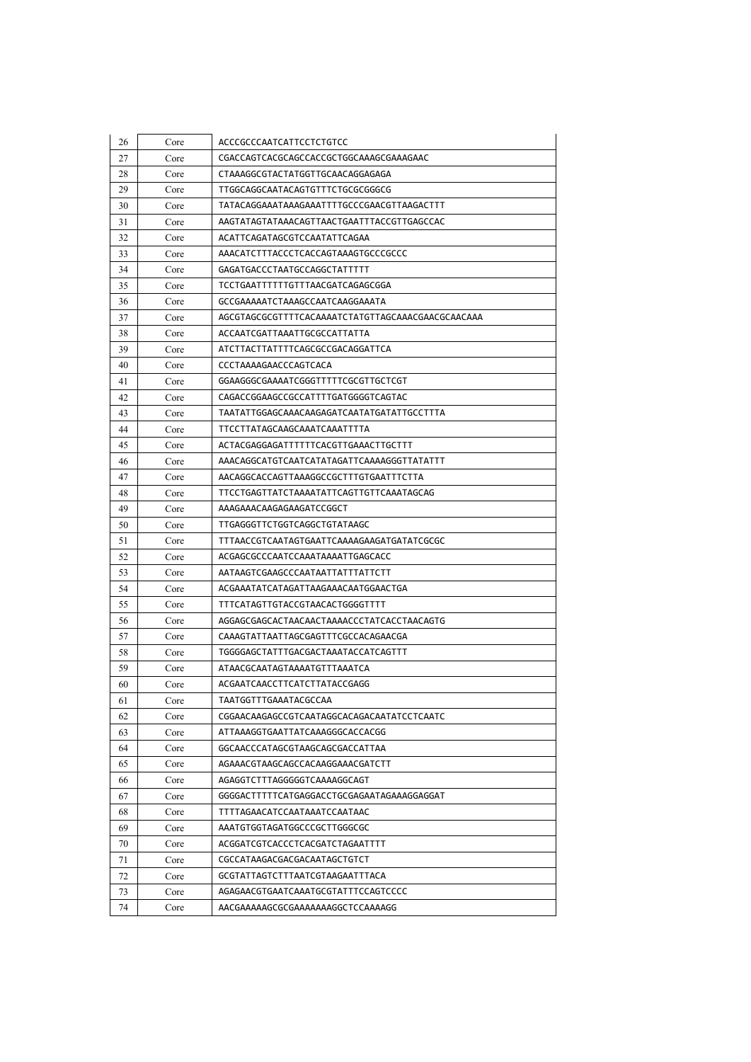| | | |
|---|---|---|
| 26 | Core | ACCCGCCCAATCATTCCTCTGTCC |
| 27 | Core | CGACCAGTCACGCAGCCACCGCTGGCAAAGCGAAAGAAC |
| 28 | Core | CTAAAGGCGTACTATGGTTGCAACAGGAGAGA |
| 29 | Core | TTGGCAGGCAATACAGTGTTTCTGCGCGGGCG |
| 30 | Core | TATACAGGAAATAAAGAAATTTTGCCCGAACGTTAAGACTTT |
| 31 | Core | AAGTATAGTATAAACAGTTAACTGAATTTACCGTTGAGCCAC |
| 32 | Core | ACATTCAGATAGCGTCCAATATTCAGAA |
| 33 | Core | AAACATCTTTACCCTCACCAGTAAAGTGCCCGCCC |
| 34 | Core | GAGATGACCCTAATGCCAGGCTATTTTT |
| 35 | Core | TCCTGAATTTTTTGTTTAACGATCAGAGCGGA |
| 36 | Core | GCCGAAAAATCTAAAGCCAATCAAGGAAATA |
| 37 | Core | AGCGTAGCGCGTTTTCACAAAATCTATGTTAGCAAACGAACGCAACAAA |
| 38 | Core | ACCAATCGATTAAATTGCGCCATTATTA |
| 39 | Core | ATCTTACTTATTTTCAGCGCCGACAGGATTCA |
| 40 | Core | CCCTAAAAGAACCCAGTCACA |
| 41 | Core | GGAAGGGCGAAAATCGGGTTTTTCGCGTTGCTCGT |
| 42 | Core | CAGACCGGAAGCCGCCATTTTGATGGGGTCAGTAC |
| 43 | Core | TAATATTGGAGCAAACAAGAGATCAATATGATATTGCCTTTA |
| 44 | Core | TTCCTTATAGCAAGCAAATCAAATTTTA |
| 45 | Core | ACTACGAGGAGATTTTTTCACGTTGAAACTTGCTTT |
| 46 | Core | AAACAGGCATGTCAATCATATAGATTCAAAAGGGTTATATTT |
| 47 | Core | AACAGGCACCAGTTAAAGGCCGCTTTGTGAATTTCTTA |
| 48 | Core | TTCCTGAGTTATCTAAAATATTCAGTTGTTCAAATAGCAG |
| 49 | Core | AAAGAAACAAGAGAAGATCCGGCT |
| 50 | Core | TTGAGGGTTCTGGTCAGGCTGTATAAGC |
| 51 | Core | TTTAACCGTCAATAGTGAATTCAAAAGAAGATGATATCGCGC |
| 52 | Core | ACGAGCGCCCAATCCAAATAAAATTGAGCACC |
| 53 | Core | AATAAGTCGAAGCCCAATAATTATTTATTCTT |
| 54 | Core | ACGAAATATCATAGATTAAGAAACAATGGAACTGA |
| 55 | Core | TTTCATAGTTGTACCGTAACACTGGGGTTTT |
| 56 | Core | AGGAGCGAGCACTAACAACTAAAACCCTATCACCTAACAGTG |
| 57 | Core | CAAAGTATTAATTAGCGAGTTTCGCCACAGAACGA |
| 58 | Core | TGGGGAGCTATTTGACGACTAAATACCATCAGTTT |
| 59 | Core | ATAACGCAATAGTAAAATGTTTAAATCA |
| 60 | Core | ACGAATCAACCTTCATCTTATACCGAGG |
| 61 | Core | TAATGGTTTGAAATACGCCAA |
| 62 | Core | CGGAACAAGAGCCGTCAATAGGCACAGACAATATCCTCAATC |
| 63 | Core | ATTAAAGGTGAATTATCAAAGGGCACCACGG |
| 64 | Core | GGCAACCCATAGCGTAAGCAGCGACCATTAA |
| 65 | Core | AGAAACGTAAGCAGCCACAAGGAAACGATCTT |
| 66 | Core | AGAGGTCTTTAGGGGGTCAAAAGGCAGT |
| 67 | Core | GGGGACTTTTTCATGAGGACCTGCGAGAATAGAAAGGAGGAT |
| 68 | Core | TTTTAGAACATCCAATAAATCCAATAAC |
| 69 | Core | AAATGTGGTAGATGGCCCGCTTGGGCGC |
| 70 | Core | ACGGATCGTCACCCTCACGATCTAGAATTTT |
| 71 | Core | CGCCATAAGACGACGACAATAGCTGTCT |
| 72 | Core | GCGTATTAGTCTTTAATCGTAAGAATTTACA |
| 73 | Core | AGAGAACGTGAATCAAATGCGTATTTCCAGTCCCC |
| 74 | Core | AACGAAAAAGCGCGAAAAAAAGGCTCCAAAAGG |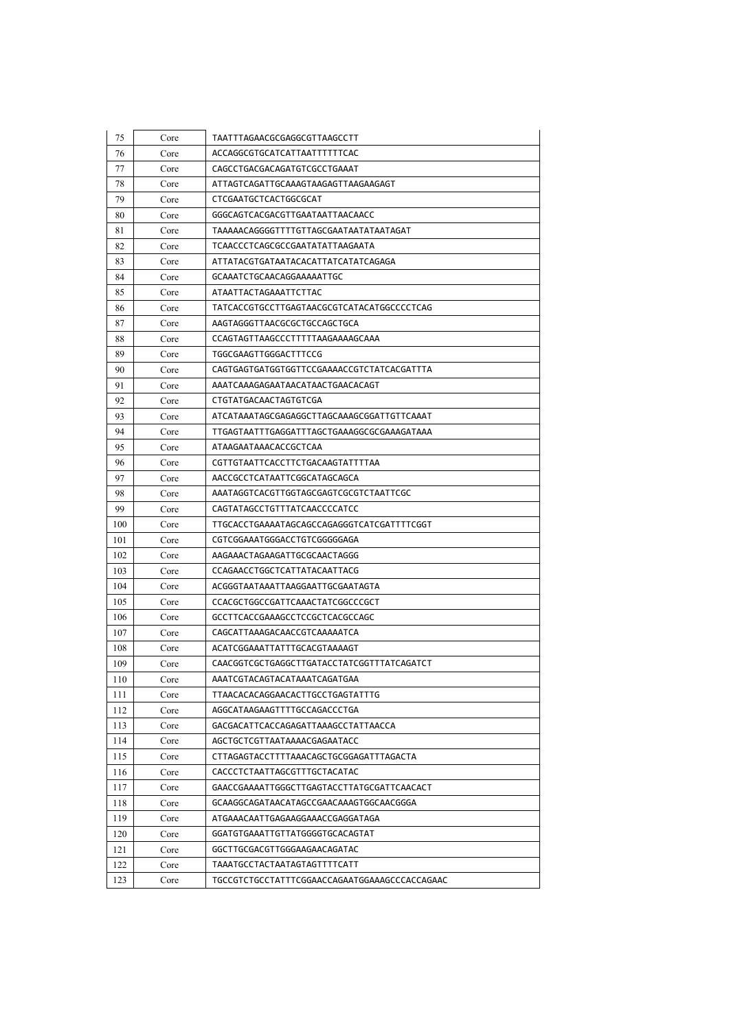| 75 | Core | TAATTTAGAACGCGAGGCGTTAAGCCTT |
|---|---|---|
| 76 | Core | ACCAGGCGTGCATCATTAATTTTTTCAC |
| 77 | Core | CAGCCTGACGACAGATGTCGCCTGAAAT |
| 78 | Core | ATTAGTCAGATTGCAAAGTAAGAGTTAAGAAGAGT |
| 79 | Core | CTCGAATGCTCACTGGCGCAT |
| 80 | Core | GGGCAGTCACGACGTTGAATAATTAACAACC |
| 81 | Core | TAAAAACAGGGGTTTTGTTAGCGAATAATATAATAGAT |
| 82 | Core | TCAACCCTCAGCGCCGAATATATTAAGAATA |
| 83 | Core | ATTATACGTGATAATACACATTATCATATCAGAGA |
| 84 | Core | GCAAATCTGCAACAGGAAAAATTGC |
| 85 | Core | ATAATTACTAGAAATTCTTAC |
| 86 | Core | TATCACCGTGCCTTGAGTAACGCGTCATACATGGCCCCTCAG |
| 87 | Core | AAGTAGGGTTAACGCGCTGCCAGCTGCA |
| 88 | Core | CCAGTAGTTAAGCCCTTTTTAAGAAAAGCAAA |
| 89 | Core | TGGCGAAGTTGGGACTTTCCG |
| 90 | Core | CAGTGAGTGATGGTGGTTCCGAAAACCGTCTATCACGATTTA |
| 91 | Core | AAATCAAAGAGAATAACATAACTGAACACAGT |
| 92 | Core | CTGTATGACAACTAGTGTCGA |
| 93 | Core | ATCATAAATAGCGAGAGGCTTAGCAAAGCGGATTGTTCAAAT |
| 94 | Core | TTGAGTAATTTGAGGATTTAGCTGAAAGGCGCGAAAGATAAA |
| 95 | Core | ATAAGAATAAACACCGCTCAA |
| 96 | Core | CGTTGTAATTCACCTTCTGACAAGTATTTTAA |
| 97 | Core | AACCGCCTCATAATTCGGCATAGCAGCA |
| 98 | Core | AAATAGGTCACGTTGGTAGCGAGTCGCGTCTAATTCGC |
| 99 | Core | CAGTATAGCCTGTTTATCAACCCCATCC |
| 100 | Core | TTGCACCTGAAAATAGCAGCCAGAGGGTCATCGATTTTCGGT |
| 101 | Core | CGTCGGAAATGGGACCTGTCGGGGGAGA |
| 102 | Core | AAGAAACTAGAAGATTGCGCAACTAGGG |
| 103 | Core | CCAGAACCTGGCTCATTATACAATTACG |
| 104 | Core | ACGGGTAATAAATTAAGGAATTGCGAATAGTA |
| 105 | Core | CCACGCTGGCCGATTCAAACTATCGGCCCGCT |
| 106 | Core | GCCTTCACCGAAAGCCTCCGCTCACGCCAGC |
| 107 | Core | CAGCATTAAAGACAACCGTCAAAAATCA |
| 108 | Core | ACATCGGAAATTATTTGCACGTAAAAGT |
| 109 | Core | CAACGGTCGCTGAGGCTTGATACCTATCGGTTTATCAGATCT |
| 110 | Core | AAATCGTACAGTACATAAATCAGATGAA |
| 111 | Core | TTAACACACAGGAACACTTGCCTGAGTATTTG |
| 112 | Core | AGGCATAAGAAGTTTTGCCAGACCCTGA |
| 113 | Core | GACGACATTCACCAGAGATTAAAGCCTATTAACCA |
| 114 | Core | AGCTGCTCGTTAATAAAACGAGAATACC |
| 115 | Core | CTTAGAGTACCTTTTAAACAGCTGCGGAGATTTAGACTA |
| 116 | Core | CACCCTCTAATTAGCGTTTGCTACATAC |
| 117 | Core | GAACCGAAAATTGGGCTTGAGTACCTTATGCGATTCAACACT |
| 118 | Core | GCAAGGCAGATAACATAGCCGAACAAAGTGGCAACGGGA |
| 119 | Core | ATGAAACAATTGAGAAGGAAACCGAGGATAGA |
| 120 | Core | GGATGTGAAATTGTTATGGGGTGCACAGTAT |
| 121 | Core | GGCTTGCGACGTTGGGAAGAACAGATAC |
| 122 | Core | TAAATGCCTACTAATAGTAGTTTTCATT |
| 123 | Core | TGCCGTCTGCCTATTTCGGAACCAGAATGGAAAGCCCACCAGAAC |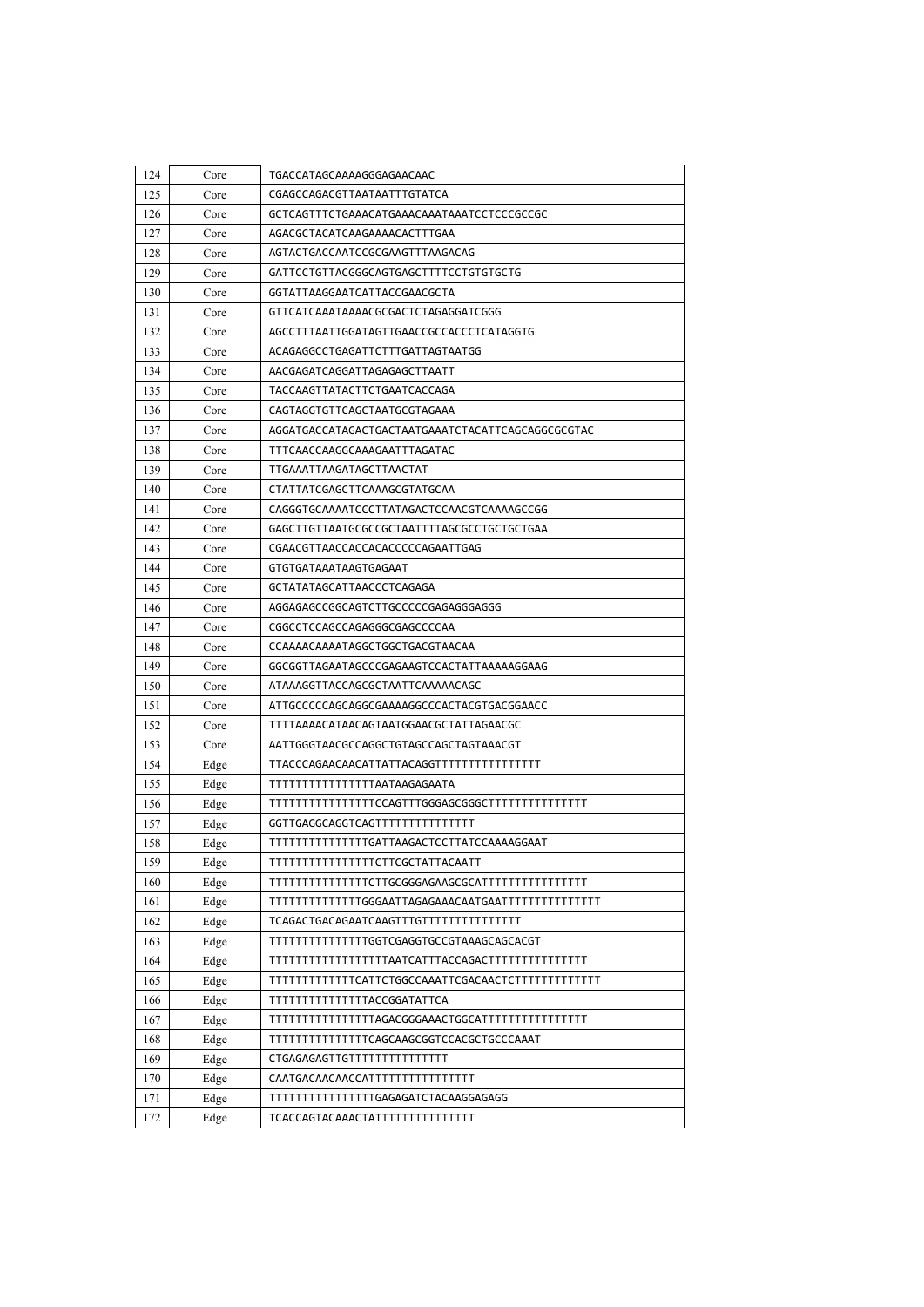| 124 | Core | TGACCATAGCAAAAGGGAGAACAAC |
|---|---|---|
| 125 | Core | CGAGCCAGACGTTAATAATTTGTATCA |
| 126 | Core | GCTCAGTTTCTGAAACATGAAACAAATAAATCCTCCCGCCGC |
| 127 | Core | AGACGCTACATCAAGAAAACACTTTGAA |
| 128 | Core | AGTACTGACCAATCCGCGAAGTTTAAGACAG |
| 129 | Core | GATTCCTGTTACGGGCAGTGAGCTTTTCCTGTGTGCTG |
| 130 | Core | GGTATTAAGGAATCATTACCGAACGCTA |
| 131 | Core | GTTCATCAAATAAAACGCGACTCTAGAGGATCGGG |
| 132 | Core | AGCCTTTAATTGGATAGTTGAACCGCCACCCTCATAGGTG |
| 133 | Core | ACAGAGGCCTGAGATTCTTTGATTAGTAATGG |
| 134 | Core | AACGAGATCAGGATTAGAGAGCTTAATT |
| 135 | Core | TACCAAGTTATACTTCTGAATCACCAGA |
| 136 | Core | CAGTAGGTGTTCAGCTAATGCGTAGAAA |
| 137 | Core | AGGATGACCATAGACTGACTAATGAAATCTACATTCAGCAGGCGCGTAC |
| 138 | Core | TTTCAACCAAGGCAAAGAATTTAGATAC |
| 139 | Core | TTGAAATTAAGATAGCTTAACTAT |
| 140 | Core | CTATTATCGAGCTTCAAAGCGTATGCAA |
| 141 | Core | CAGGGTGCAAAATCCCTTATAGACTCCAACGTCAAAAGCCGG |
| 142 | Core | GAGCTTGTTAATGCGCCGCTAATTTTAGCGCCTGCTGCTGAA |
| 143 | Core | CGAACGTTAACCACCACACCCCCAGAATTGAG |
| 144 | Core | GTGTGATAAATAAGTGAGAAT |
| 145 | Core | GCTATATAGCATTAACCCTCAGAGA |
| 146 | Core | AGGAGAGCCGGCAGTCTTGCCCCCGAGAGGGAGGG |
| 147 | Core | CGGCCTCCAGCCAGAGGGCGAGCCCCAA |
| 148 | Core | CCAAAACAAAATAGGCTGGCTGACGTAACAA |
| 149 | Core | GGCGGTTAGAATAGCCCGAGAAGTCCACTATTAAAAAGGAAG |
| 150 | Core | ATAAAGGTTACCAGCGCTAATTCAAAAACAGC |
| 151 | Core | ATTGCCCCCAGCAGGCGAAAAGGCCCACTACGTGACGGAACC |
| 152 | Core | TTTTAAAACATAACAGTAATGGAACGCTATTAGAACGC |
| 153 | Core | AATTGGGTAACGCCAGGCTGTAGCCAGCTAGTAAACGT |
| 154 | Edge | TTACCCAGAACAACATTATTACAGGTTTTTTTTTTTTTTTT |
| 155 | Edge | TTTTTTTTTTTTTTTTAATAAGAGAATA |
| 156 | Edge | TTTTTTTTTTTTTTTTCCAGTTTGGGAGCGGGCTTTTTTTTTTTTTTT |
| 157 | Edge | GGTTGAGGCAGGTCAGTTTTTTTTTTTTTTT |
| 158 | Edge | TTTTTTTTTTTTTTTGATTAAGACTCCTTATCCAAAAGGAAT |
| 159 | Edge | TTTTTTTTTTTTTTTTCTTCGCTATTACAATT |
| 160 | Edge | TTTTTTTTTTTTTTTCTTGCGGGAGAAGCGCATTTTTTTTTTTTTTTT |
| 161 | Edge | TTTTTTTTTTTTTTTGGGAATTAGAGAAACAATGAATTTTTTTTTTTTTTTT |
| 162 | Edge | TCAGACTGACAGAATCAAGTTTGTTTTTTTTTTTTTTTT |
| 163 | Edge | TTTTTTTTTTTTTTTGGTCGAGGTGCCGTAAAGCAGCACGT |
| 164 | Edge | TTTTTTTTTTTTTTTTTTAATCATTTACCAGACTTTTTTTTTTTTTTT |
| 165 | Edge | TTTTTTTTTTTTTCATTCTGGCCAAATTCGACAACTCTTTTTTTTTTTTTT |
| 166 | Edge | TTTTTTTTTTTTTTTTACCGGATATTCA |
| 167 | Edge | TTTTTTTTTTTTTTTTAGACGGGAAACTGGCATTTTTTTTTTTTTTTT |
| 168 | Edge | TTTTTTTTTTTTTTTCAGCAAGCGGTCCACGCTGCCCAAAT |
| 169 | Edge | CTGAGAGAGTTGTTTTTTTTTTTTTTTT |
| 170 | Edge | CAATGACAACAACCATTTTTTTTTTTTTTTT |
| 171 | Edge | TTTTTTTTTTTTTTTGAGAGATCTACAAGGAGAGG |
| 172 | Edge | TCACCAGTACAAACTATTTTTTTTTTTTTTT |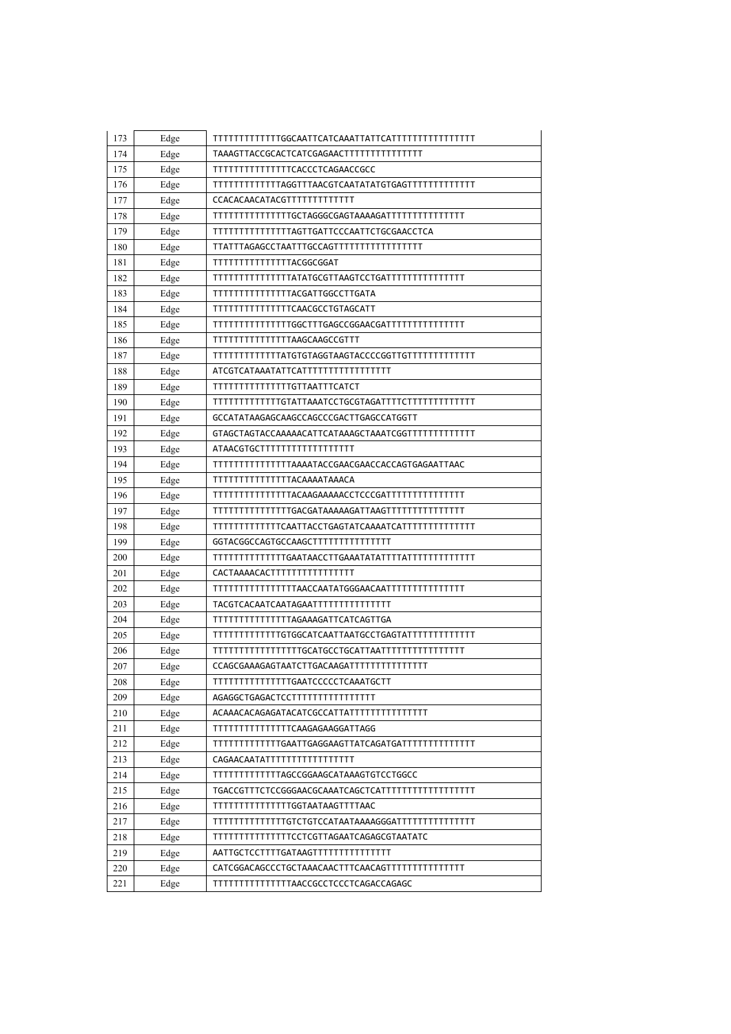| 173 | Edge | TTTTTTTTTTTTTGGCAATTCATCAAATTATTCATTTTTTTTTTTTTTTT |
|---|---|---|
| 174 | Edge | TAAAGTTACCGCACTCATCGAGAACTTTTTTTTTTTTTTT |
| 175 | Edge | TTTTTTTTTTTTTTTCACCCTCAGAACCGCC |
| 176 | Edge | TTTTTTTTTTTTTAGGTTTAACGTCAATATATGTGAGTTTTTTTTTTTTT |
| 177 | Edge | CCACACAACATACGTTTTTTTTTTTTT |
| 178 | Edge | TTTTTTTTTTTTTTTGCTAGGGCGAGTAAAAGATTTTTTTTTTTTTTT |
| 179 | Edge | TTTTTTTTTTTTTTTAGTTGATTCCCAATTCTGCGAACCTCA |
| 180 | Edge | TTATTTAGAGCCTAATTTGCCAGTTTTTTTTTTTTTTTTT |
| 181 | Edge | TTTTTTTTTTTTTTTACGGCGGAT |
| 182 | Edge | TTTTTTTTTTTTTTTATATGCGTTAAGTCCTGATTTTTTTTTTTTTTT |
| 183 | Edge | TTTTTTTTTTTTTTTACGATTGGCCTTGATA |
| 184 | Edge | TTTTTTTTTTTTTTTCAACGCCTGTAGCATT |
| 185 | Edge | TTTTTTTTTTTTTTTGGCTTTGAGCCGGAACGATTTTTTTTTTTTTTT |
| 186 | Edge | TTTTTTTTTTTTTTTAAGCAAGCCGTTT |
| 187 | Edge | TTTTTTTTTTTTTATGTGTAGGTAAGTACCCCGGTTGTTTTTTTTTTTTT |
| 188 | Edge | ATCGTCATAAATATTCATTTTTTTTTTTTTTTTT |
| 189 | Edge | TTTTTTTTTTTTTTTGTTAATTTCATCT |
| 190 | Edge | TTTTTTTTTTTTTGTATTAAATCCTGCGTAGATTTCTTTTTTTTTTTTT |
| 191 | Edge | GCCATATAAGAGCAAGCCAGCCCGACTTGAGCCATGGTT |
| 192 | Edge | GTAGCTAGTACCAAAAACATTCATAAAGCTAAATCGGTTTTTTTTTTTTT |
| 193 | Edge | ATAACGTGCTTTTTTTTTTTTTTTTTT |
| 194 | Edge | TTTTTTTTTTTTTTTAAAATACCGAACGAACCACCAGTGAGAATTAAC |
| 195 | Edge | TTTTTTTTTTTTTTTACAAAATAAACA |
| 196 | Edge | TTTTTTTTTTTTTTTACAAGAAAAACCTCCCGATTTTTTTTTTTTTTT |
| 197 | Edge | TTTTTTTTTTTTTTTGACGATAAAAAGATTAAGTTTTTTTTTTTTTTT |
| 198 | Edge | TTTTTTTTTTTTTCAATTACCTGAGTATCAAAATCATTTTTTTTTTTTTTT |
| 199 | Edge | GGTACGGCCAGTGCCAAGCTTTTTTTTTTTTTTT |
| 200 | Edge | TTTTTTTTTTTTTTGAATAACCTTGAAATATATTTATTTTTTTTTTTTT |
| 201 | Edge | CACTAAAACACTTTTTTTTTTTTTTT |
| 202 | Edge | TTTTTTTTTTTTTTTTAACCAATATGGGAACAATTTTTTTTTTTTTTT |
| 203 | Edge | TACGTCACAATCAATAGAATTTTTTTTTTTTTTT |
| 204 | Edge | TTTTTTTTTTTTTTTAGAAAGATTCATCAGTTGA |
| 205 | Edge | TTTTTTTTTTTTTGTGGCATCAATTAATGCCTGAGTATTTTTTTTTTTTT |
| 206 | Edge | TTTTTTTTTTTTTTTTTGCATGCCTGCATTAATTTTTTTTTTTTTTT |
| 207 | Edge | CCAGCGAAAGAGTAATCTTGACAAGATTTTTTTTTTTTTTT |
| 208 | Edge | TTTTTTTTTTTTTTTGAATCCCCCTCAAATGCTT |
| 209 | Edge | AGAGGCTGAGACTCCTTTTTTTTTTTTTTTT |
| 210 | Edge | ACAAACACAGAGATACATCGCCATTATTTTTTTTTTTTTTT |
| 211 | Edge | TTTTTTTTTTTTTTTCAAGAGAAGGATTAGG |
| 212 | Edge | TTTTTTTTTTTTTGAATTGAGGAAGTTATCAGATGATTTTTTTTTTTTT |
| 213 | Edge | CAGAACAATATTTTTTTTTTTTTTTTT |
| 214 | Edge | TTTTTTTTTTTTTTAGCCGGAAGCATAAAGTGTCCTGGCC |
| 215 | Edge | TGACCGTTTCTCCGGGAACGCAAATCAGCTCATTTTTTTTTTTTTTTTTT |
| 216 | Edge | TTTTTTTTTTTTTTTGGTAATAAGTTTTAAC |
| 217 | Edge | TTTTTTTTTTTTTTGTCTGTCCATAATAAAAGGGATTTTTTTTTTTTTTT |
| 218 | Edge | TTTTTTTTTTTTTTTCCTCGTTAGAATCAGAGCGTAATATC |
| 219 | Edge | AATTGCTCCTTTTGATAAGTTTTTTTTTTTTTTT |
| 220 | Edge | CATCGGACAGCCCTGCTAAACAACTTTCAACAGTTTTTTTTTTTTTTT |
| 221 | Edge | TTTTTTTTTTTTTTTAACCGCCTCCCTCAGACCAGAGC |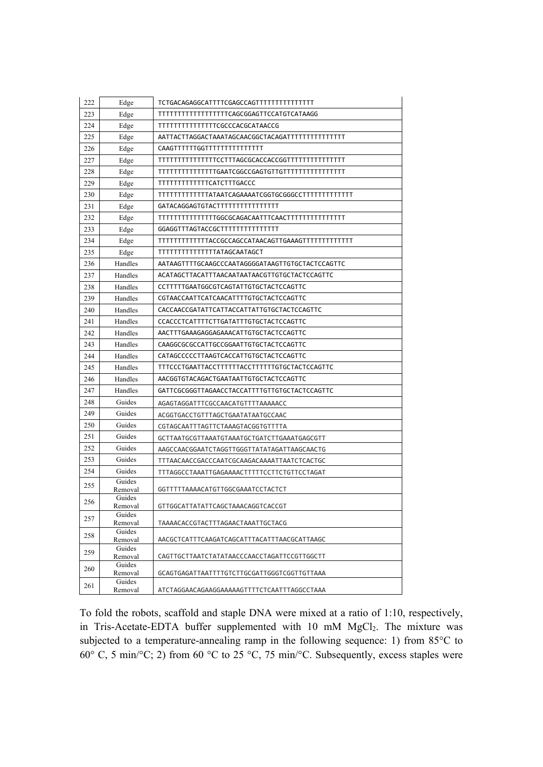| | | |
|---|---|---|
| 222 | Edge | TCTGACAGAGGCATTTTCGAGCCAGTTTTTTTTTTTTTTT |
| 223 | Edge | TTTTTTTTTTTTTTTTTTCAGCGGAGTTCCATGTCATAAGG |
| 224 | Edge | TTTTTTTTTTTTTTTCGCCCACGCATAACCG |
| 225 | Edge | AATTACTTAGGACTAAATAGCAACGGCTACAGATTTTTTTTTTTTTTT |
| 226 | Edge | CAAGTTTTTTGGTTTTTTTTTTTTTTT |
| 227 | Edge | TTTTTTTTTTTTTTTCCTTTAGCGCACCACCGGTTTTTTTTTTTTTTT |
| 228 | Edge | TTTTTTTTTTTTTTTGAATCGGCCGAGTGTTGTTTTTTTTTTTTTTTT |
| 229 | Edge | TTTTTTTTTTTTTCATCTTTGACCC |
| 230 | Edge | TTTTTTTTTTTTTATAATCAGAAAATCGGTGCGGGCCTTTTTTTTTTTTT |
| 231 | Edge | GATACAGGAGTGTACTTTTTTTTTTTTTTT |
| 232 | Edge | TTTTTTTTTTTTTTTGGCGCAGACAATTTCAACTTTTTTTTTTTTTTT |
| 233 | Edge | GGAGGTTTAGTACCGCTTTTTTTTTTTTTTT |
| 234 | Edge | TTTTTTTTTTTTTACCGCCAGCCATAACAGTTGAAAGTTTTTTTTTTTTT |
| 235 | Edge | TTTTTTTTTTTTTTTATAGCAATAGCT |
| 236 | Handles | AATAAGTTTTGCAAGCCCAATAGGGGATAAGTTGTGCTACTCCAGTTC |
| 237 | Handles | ACATAGCTTACATTTAACAATAATAACGTTGTGCTACTCCAGTTC |
| 238 | Handles | CCTTTTTGAATGGCGTCAGTATTGTGCTACTCCAGTTC |
| 239 | Handles | CGTAACCAATTCATCAACATTTTGTGCTACTCCAGTTC |
| 240 | Handles | CACCAACCGATATTCATTACCATTATTGTGCTACTCCAGTTC |
| 241 | Handles | CCACCCTCATTTTCTTGATATTTGTGCTACTCCAGTTC |
| 242 | Handles | AACTTTGAAAGAGGAGAAACATTGTGCTACTCCAGTTC |
| 243 | Handles | CAAGGCGCGCCATTGCCGGAATTGTGCTACTCCAGTTC |
| 244 | Handles | CATAGCCCCCTTAAGTCACCATTGTGCTACTCCAGTTC |
| 245 | Handles | TTTCCCTGAATTACCTTTTTTACCTTTTTTGTGCTACTCCAGTTC |
| 246 | Handles | AACGGTGTACAGACTGAATAATTGTGCTACTCCAGTTC |
| 247 | Handles | GATTCGCGGGTTAGAACCTACCATTTTGTTGTGCTACTCCAGTTC |
| 248 | Guides | AGAGTAGGATTTCGCCAACATGTTTTAAAAACC |
| 249 | Guides | ACGGTGACCTGTTTAGCTGAATATAATGCCAAC |
| 250 | Guides | CGTAGCAATTTAGTTCTAAAGTACGGTGTTTTA |
| 251 | Guides | GCTTAATGCGTTAAATGTAAATGCTGATCTTGAAATGAGCGTT |
| 252 | Guides | AAGCCAACGGAATCTAGGTTGGGTTATATAGATTAAGCAACTG |
| 253 | Guides | TTTAACAACCGACCCAATCGCAAGACAAAATTAATCTCACTGC |
| 254 | Guides | TTTAGGCCTAAATTGAGAAAACTTTTTCCTTCTGTTCCTAGAT |
| 255 | Guides Removal | GGTTTTTAAAACATGTTGGCGAAATCCTACTCT |
| 256 | Guides Removal | GTTGGCATTATATTCAGCTAAACAGGTCACCGT |
| 257 | Guides Removal | TAAAACACCGTACTTTAGAACTAAATTGCTACG |
| 258 | Guides Removal | AACGCTCATTTCAAGATCAGCATTTACATTTAACGCATTAAGC |
| 259 | Guides Removal | CAGTTGCTTAATCTATATAACCCAACCTAGATTCCGTTGGCTT |
| 260 | Guides Removal | GCAGTGAGATTAATTTTGTCTTGCGATTGGGTCGGTTGTTAAA |
| 261 | Guides Removal | ATCTAGGAACAGAAGGAAAAAGTTTTCTCAATTTAGGCCTAAA |

To fold the robots, scaffold and staple DNA were mixed at a ratio of 1:10, respectively, in Tris-Acetate-EDTA buffer supplemented with 10 mM $MgCl_2$. The mixture was subjected to a temperature-annealing ramp in the following sequence: 1) from 85°C to 60° C, 5 min/°C; 2) from 60 °C to 25 °C, 75 min/°C. Subsequently, excess staples were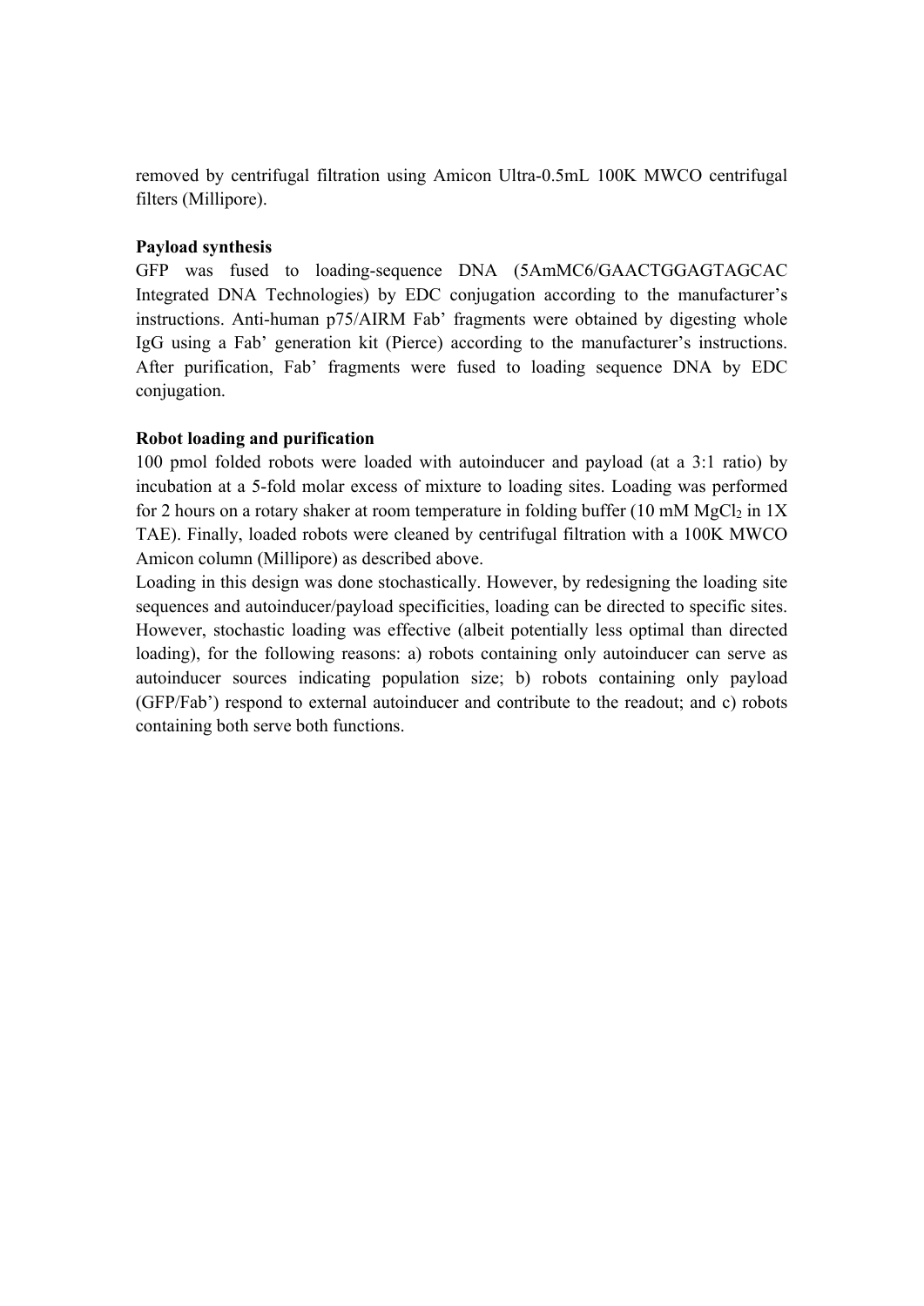removed by centrifugal filtration using Amicon Ultra-0.5mL 100K MWCO centrifugal filters (Millipore).

**Payload synthesis**

GFP was fused to loading-sequence DNA (5AmMC6/GAACTGGAGTAGCAC Integrated DNA Technologies) by EDC conjugation according to the manufacturer's instructions. Anti-human p75/AIRM Fab' fragments were obtained by digesting whole IgG using a Fab' generation kit (Pierce) according to the manufacturer's instructions. After purification, Fab' fragments were fused to loading sequence DNA by EDC conjugation.

**Robot loading and purification**

100 pmol folded robots were loaded with autoinducer and payload (at a 3:1 ratio) by incubation at a 5-fold molar excess of mixture to loading sites. Loading was performed for 2 hours on a rotary shaker at room temperature in folding buffer (10 mM $MgCl_2$ in 1X TAE). Finally, loaded robots were cleaned by centrifugal filtration with a 100K MWCO Amicon column (Millipore) as described above.

Loading in this design was done stochastically. However, by redesigning the loading site sequences and autoinducer/payload specificities, loading can be directed to specific sites. However, stochastic loading was effective (albeit potentially less optimal than directed loading), for the following reasons: a) robots containing only autoinducer can serve as autoinducer sources indicating population size; b) robots containing only payload (GFP/Fab') respond to external autoinducer and contribute to the readout; and c) robots containing both serve both functions.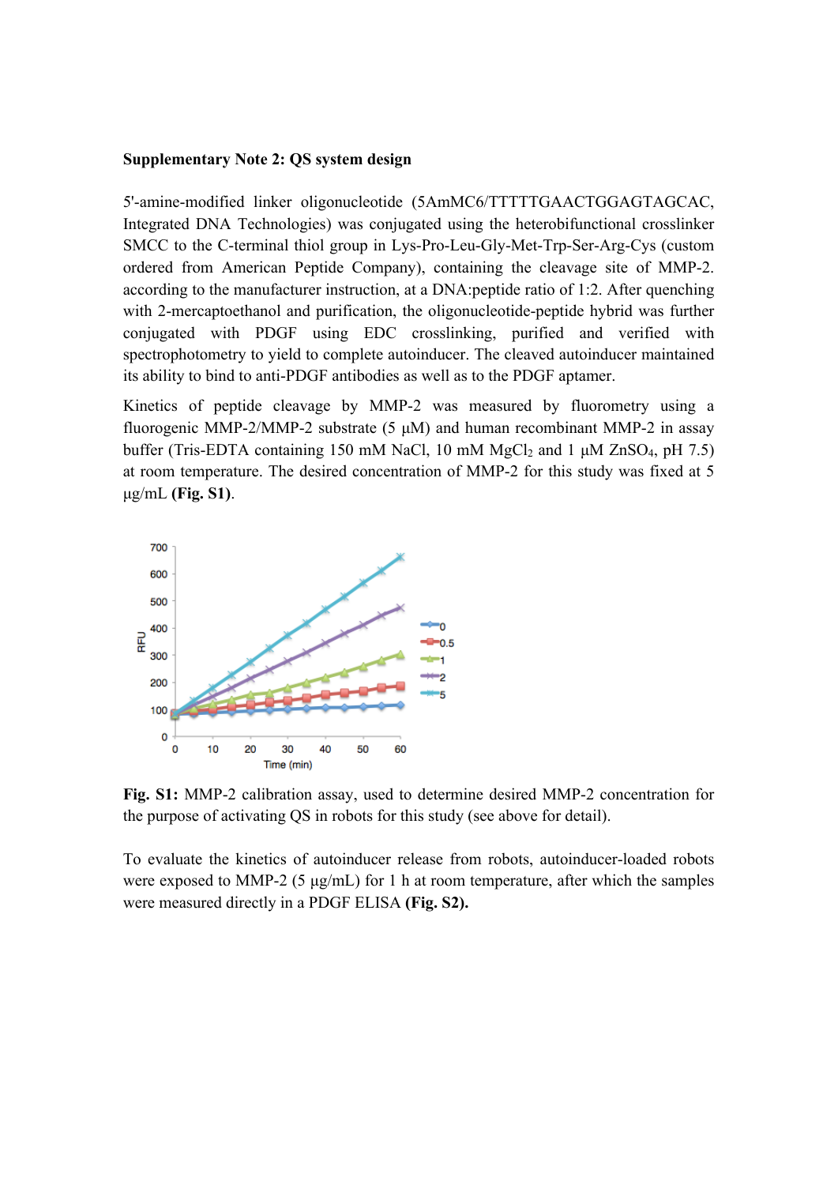**Supplementary Note 2: QS system design**

5'-amine-modified linker oligonucleotide (5AmMC6/TTTTTGAACTGGAGTAGCAC, Integrated DNA Technologies) was conjugated using the heterobifunctional crosslinker SMCC to the C-terminal thiol group in Lys-Pro-Leu-Gly-Met-Trp-Ser-Arg-Cys (custom ordered from American Peptide Company), containing the cleavage site of MMP-2. according to the manufacturer instruction, at a DNA:peptide ratio of 1:2. After quenching with 2-mercaptoethanol and purification, the oligonucleotide-peptide hybrid was further conjugated with PDGF using EDC crosslinking, purified and verified with spectrophotometry to yield to complete autoinducer. The cleaved autoinducer maintained its ability to bind to anti-PDGF antibodies as well as to the PDGF aptamer.

Kinetics of peptide cleavage by MMP-2 was measured by fluorometry using a fluorogenic MMP-2/MMP-2 substrate (5 μM) and human recombinant MMP-2 in assay buffer (Tris-EDTA containing 150 mM NaCl, 10 mM $MgCl_2$ and 1 μM $ZnSO_4$, pH 7.5) at room temperature. The desired concentration of MMP-2 for this study was fixed at 5 μg/mL **(Fig. S1)**.

**Fig. S1:** MMP-2 calibration assay, used to determine desired MMP-2 concentration for the purpose of activating QS in robots for this study (see above for detail).

To evaluate the kinetics of autoinducer release from robots, autoinducer-loaded robots were exposed to MMP-2 (5 μg/mL) for 1 h at room temperature, after which the samples were measured directly in a PDGF ELISA **(Fig. S2).**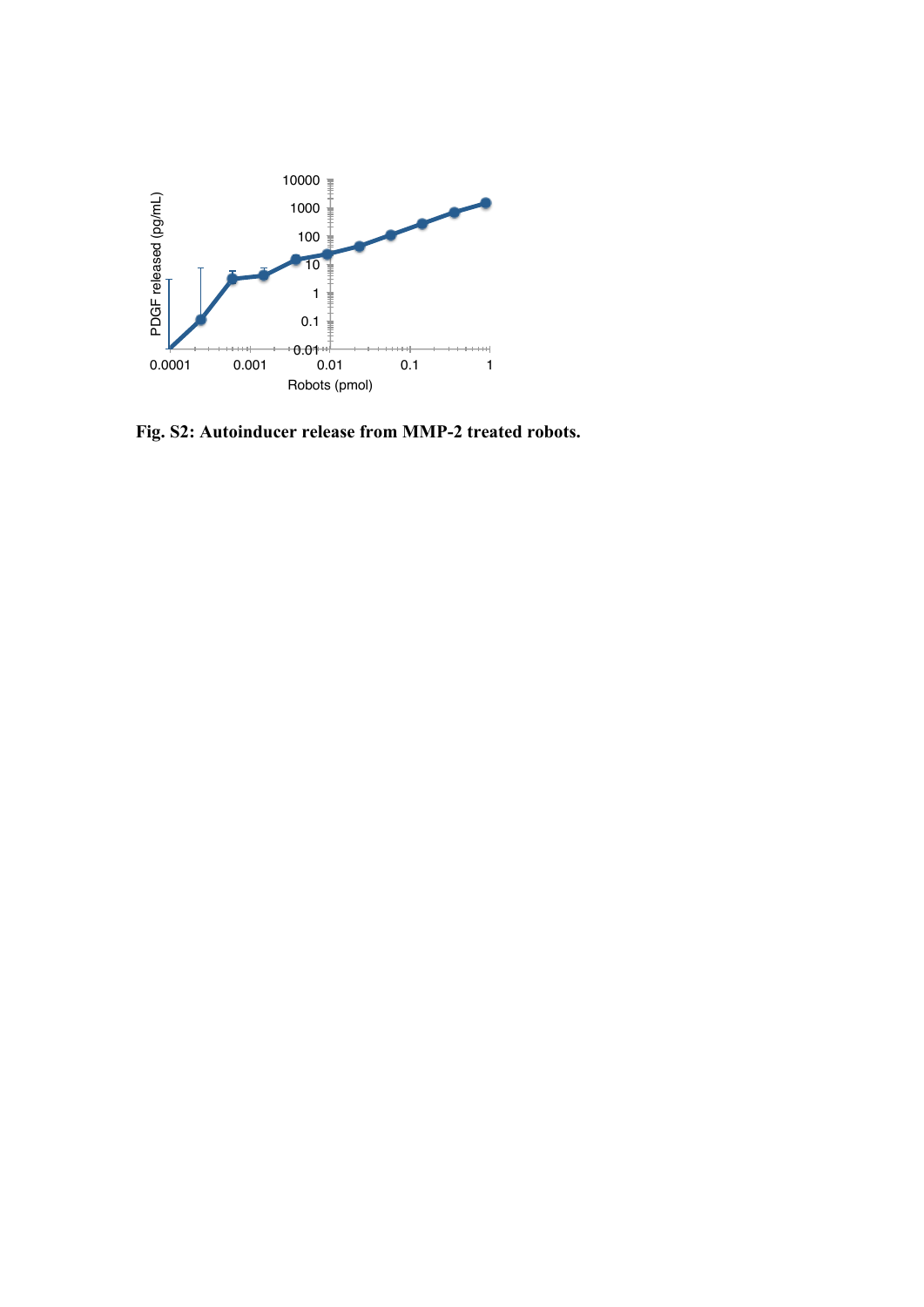**Fig. S2: Autoinducer release from MMP-2 treated robots.**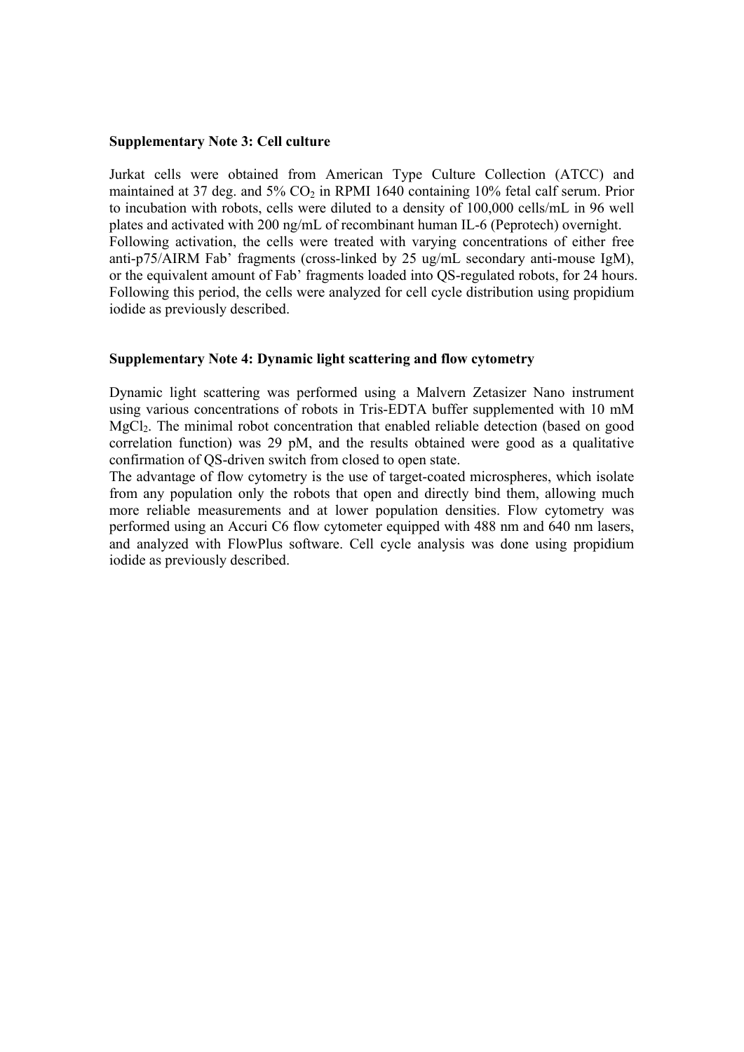**Supplementary Note 3: Cell culture**

Jurkat cells were obtained from American Type Culture Collection (ATCC) and maintained at 37 deg. and 5% $CO_2$ in RPMI 1640 containing 10% fetal calf serum. Prior to incubation with robots, cells were diluted to a density of 100,000 cells/mL in 96 well plates and activated with 200 ng/mL of recombinant human IL-6 (Peprotech) overnight. Following activation, the cells were treated with varying concentrations of either free anti-p75/AIRM Fab' fragments (cross-linked by 25 ug/mL secondary anti-mouse IgM), or the equivalent amount of Fab' fragments loaded into QS-regulated robots, for 24 hours. Following this period, the cells were analyzed for cell cycle distribution using propidium iodide as previously described.

**Supplementary Note 4: Dynamic light scattering and flow cytometry**

Dynamic light scattering was performed using a Malvern Zetasizer Nano instrument using various concentrations of robots in Tris-EDTA buffer supplemented with 10 mM $MgCl_2$. The minimal robot concentration that enabled reliable detection (based on good correlation function) was 29 pM, and the results obtained were good as a qualitative confirmation of QS-driven switch from closed to open state.

The advantage of flow cytometry is the use of target-coated microspheres, which isolate from any population only the robots that open and directly bind them, allowing much more reliable measurements and at lower population densities. Flow cytometry was performed using an Accuri C6 flow cytometer equipped with 488 nm and 640 nm lasers, and analyzed with FlowPlus software. Cell cycle analysis was done using propidium iodide as previously described.